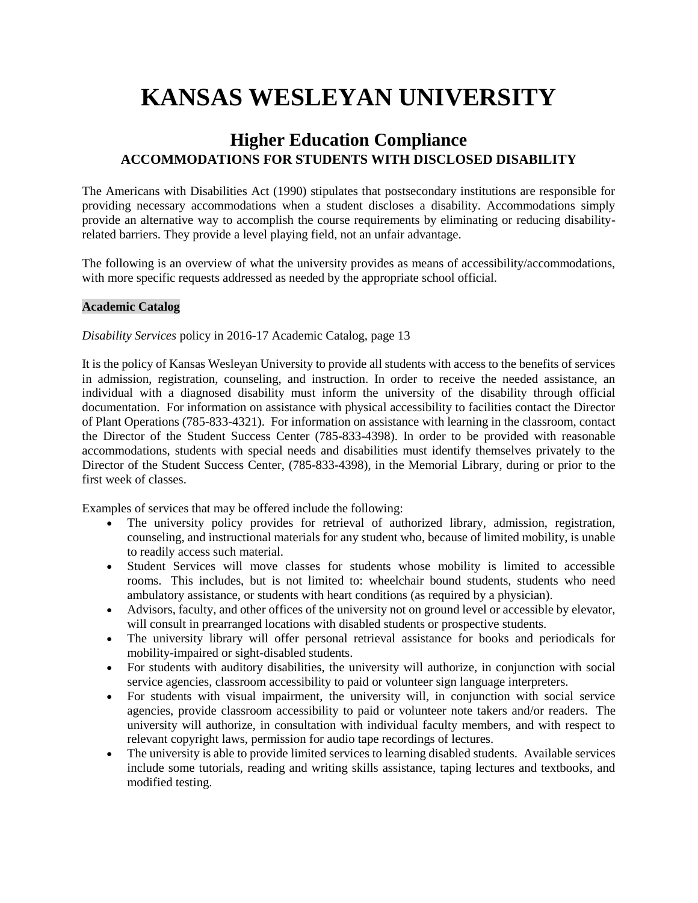# KANSAS WESLEYAN UNIVERSITY

## Higher Education Compliance

### ACCOMMODATIONS FOR STUDENTS WITH DISCLOSED DISABILITY

The Americans with Disabilities Act (1990) stipulates that postsecondary institutions are responsible for providing necessary accommodations when a student discloses a disability. Accommodations simply provide an alternative way to accomplish the course requirements by eliminating or reducing disability-related barriers. They provide a level playing field, not an unfair advantage.

The following is an overview of what the university provides as means of accessibility/accommodations, with more specific requests addressed as needed by the appropriate school official.

**Academic Catalog**

*Disability Services* policy in 2016-17 Academic Catalog, page 13

It is the policy of Kansas Wesleyan University to provide all students with access to the benefits of services in admission, registration, counseling, and instruction. In order to receive the needed assistance, an individual with a diagnosed disability must inform the university of the disability through official documentation. For information on assistance with physical accessibility to facilities contact the Director of Plant Operations (785-833-4321). For information on assistance with learning in the classroom, contact the Director of the Student Success Center (785-833-4398). In order to be provided with reasonable accommodations, students with special needs and disabilities must identify themselves privately to the Director of the Student Success Center, (785-833-4398), in the Memorial Library, during or prior to the first week of classes.

Examples of services that may be offered include the following:

- The university policy provides for retrieval of authorized library, admission, registration, counseling, and instructional materials for any student who, because of limited mobility, is unable to readily access such material.
- Student Services will move classes for students whose mobility is limited to accessible rooms. This includes, but is not limited to: wheelchair bound students, students who need ambulatory assistance, or students with heart conditions (as required by a physician).
- Advisors, faculty, and other offices of the university not on ground level or accessible by elevator, will consult in prearranged locations with disabled students or prospective students.
- The university library will offer personal retrieval assistance for books and periodicals for mobility-impaired or sight-disabled students.
- For students with auditory disabilities, the university will authorize, in conjunction with social service agencies, classroom accessibility to paid or volunteer sign language interpreters.
- For students with visual impairment, the university will, in conjunction with social service agencies, provide classroom accessibility to paid or volunteer note takers and/or readers. The university will authorize, in consultation with individual faculty members, and with respect to relevant copyright laws, permission for audio tape recordings of lectures.
- The university is able to provide limited services to learning disabled students. Available services include some tutorials, reading and writing skills assistance, taping lectures and textbooks, and modified testing.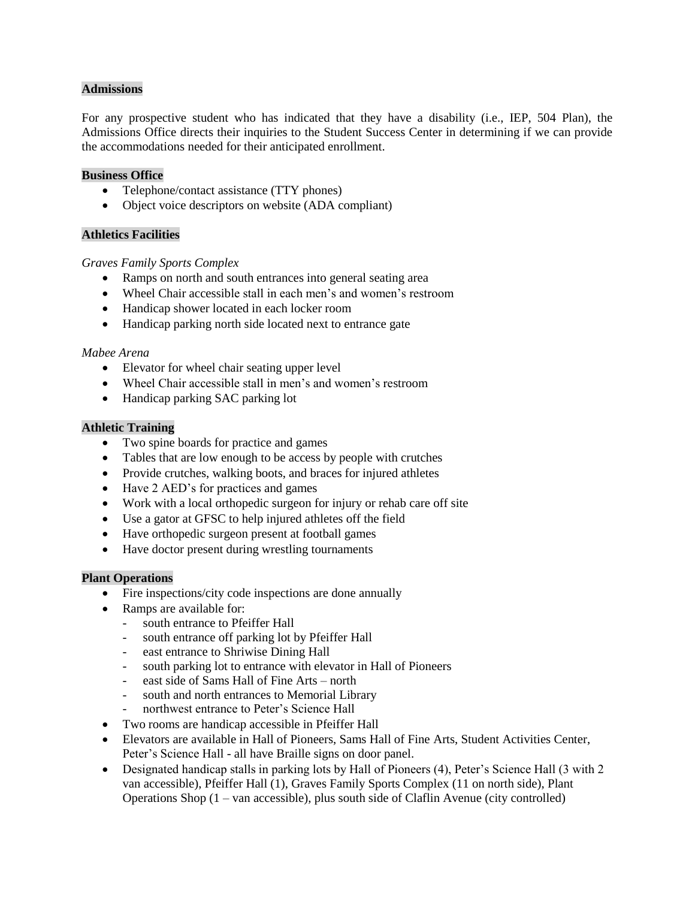**Admissions**

For any prospective student who has indicated that they have a disability (i.e., IEP, 504 Plan), the Admissions Office directs their inquiries to the Student Success Center in determining if we can provide the accommodations needed for their anticipated enrollment.

**Business Office**

- Telephone/contact assistance (TTY phones)
- Object voice descriptors on website (ADA compliant)

**Athletics Facilities**

*Graves Family Sports Complex*

- Ramps on north and south entrances into general seating area
- Wheel Chair accessible stall in each men's and women's restroom
- Handicap shower located in each locker room
- Handicap parking north side located next to entrance gate

*Mabee Arena*

- Elevator for wheel chair seating upper level
- Wheel Chair accessible stall in men's and women's restroom
- Handicap parking SAC parking lot

**Athletic Training**

- Two spine boards for practice and games
- Tables that are low enough to be access by people with crutches
- Provide crutches, walking boots, and braces for injured athletes
- Have 2 AED's for practices and games
- Work with a local orthopedic surgeon for injury or rehab care off site
- Use a gator at GFSC to help injured athletes off the field
- Have orthopedic surgeon present at football games
- Have doctor present during wrestling tournaments

**Plant Operations**

- Fire inspections/city code inspections are done annually
- Ramps are available for:
  - south entrance to Pfeiffer Hall
  - south entrance off parking lot by Pfeiffer Hall
  - east entrance to Shriwise Dining Hall
  - south parking lot to entrance with elevator in Hall of Pioneers
  - east side of Sams Hall of Fine Arts – north
  - south and north entrances to Memorial Library
  - northwest entrance to Peter's Science Hall
- Two rooms are handicap accessible in Pfeiffer Hall
- Elevators are available in Hall of Pioneers, Sams Hall of Fine Arts, Student Activities Center, Peter's Science Hall - all have Braille signs on door panel.
- Designated handicap stalls in parking lots by Hall of Pioneers (4), Peter's Science Hall (3 with 2 van accessible), Pfeiffer Hall (1), Graves Family Sports Complex (11 on north side), Plant Operations Shop (1 – van accessible), plus south side of Claflin Avenue (city controlled)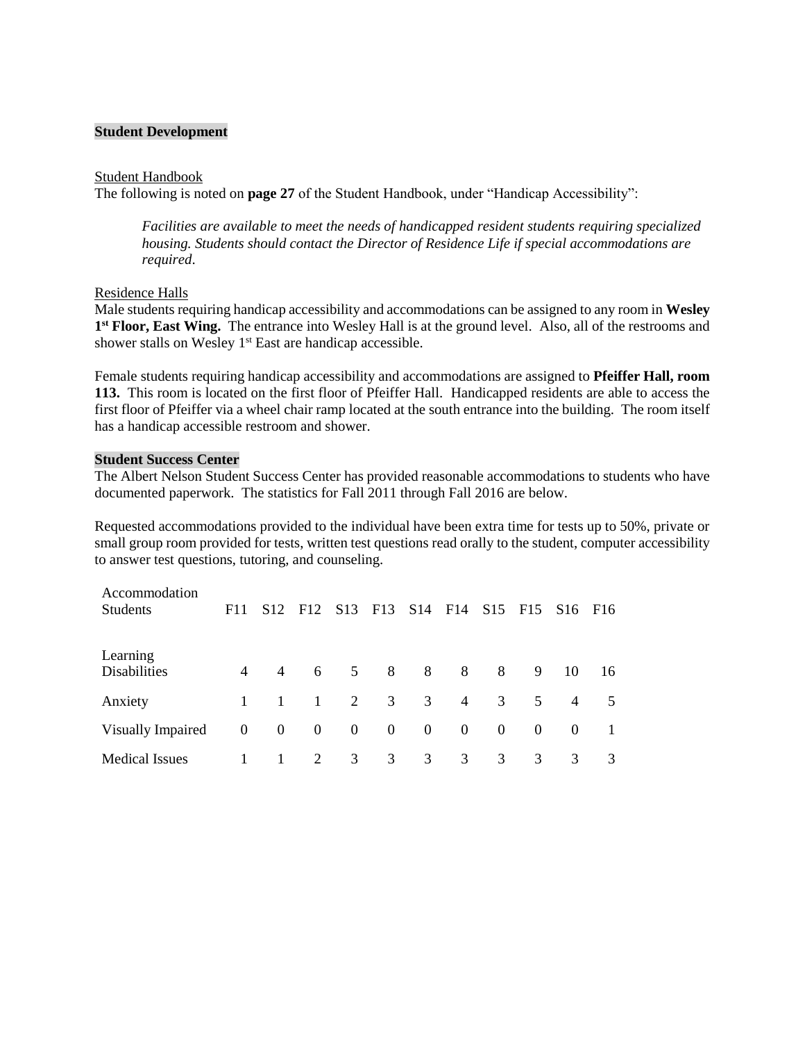## Student Development

Student Handbook

The following is noted on **page 27** of the Student Handbook, under "Handicap Accessibility":

> *Facilities are available to meet the needs of handicapped resident students requiring specialized housing. Students should contact the Director of Residence Life if special accommodations are required*.

Residence Halls

Male students requiring handicap accessibility and accommodations can be assigned to any room in **Wesley 1st Floor, East Wing.** The entrance into Wesley Hall is at the ground level. Also, all of the restrooms and shower stalls on Wesley 1st East are handicap accessible.

Female students requiring handicap accessibility and accommodations are assigned to **Pfeiffer Hall, room 113.** This room is located on the first floor of Pfeiffer Hall. Handicapped residents are able to access the first floor of Pfeiffer via a wheel chair ramp located at the south entrance into the building. The room itself has a handicap accessible restroom and shower.

## Student Success Center

The Albert Nelson Student Success Center has provided reasonable accommodations to students who have documented paperwork. The statistics for Fall 2011 through Fall 2016 are below.

Requested accommodations provided to the individual have been extra time for tests up to 50%, private or small group room provided for tests, written test questions read orally to the student, computer accessibility to answer test questions, tutoring, and counseling.

| Accommodation Students | F11 | S12 | F12 | S13 | F13 | S14 | F14 | S15 | F15 | S16 | F16 |
|---|---|---|---|---|---|---|---|---|---|---|---|
| Learning Disabilities | 4 | 4 | 6 | 5 | 8 | 8 | 8 | 8 | 9 | 10 | 16 |
| Anxiety | 1 | 1 | 1 | 2 | 3 | 3 | 4 | 3 | 5 | 4 | 5 |
| Visually Impaired | 0 | 0 | 0 | 0 | 0 | 0 | 0 | 0 | 0 | 0 | 1 |
| Medical Issues | 1 | 1 | 2 | 3 | 3 | 3 | 3 | 3 | 3 | 3 | 3 |